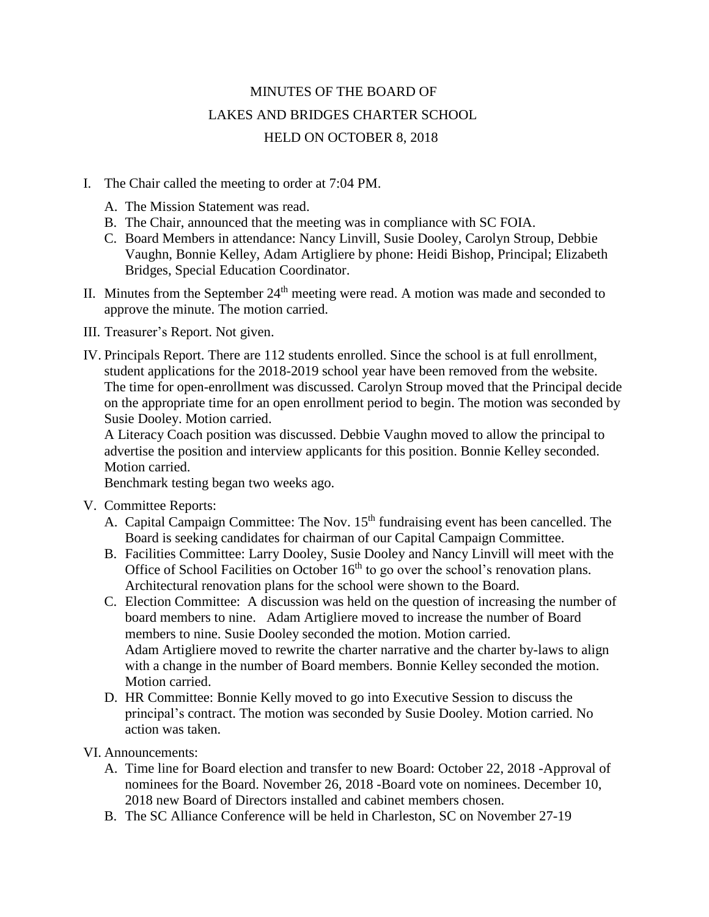# MINUTES OF THE BOARD OF
# LAKES AND BRIDGES CHARTER SCHOOL
# HELD ON OCTOBER 8, 2018

I. The Chair called the meeting to order at 7:04 PM.
   A. The Mission Statement was read.
   B. The Chair, announced that the meeting was in compliance with SC FOIA.
   C. Board Members in attendance: Nancy Linvill, Susie Dooley, Carolyn Stroup, Debbie Vaughn, Bonnie Kelley, Adam Artigliere by phone: Heidi Bishop, Principal; Elizabeth Bridges, Special Education Coordinator.

II. Minutes from the September 24th meeting were read. A motion was made and seconded to approve the minute. The motion carried.

III. Treasurer's Report. Not given.

IV. Principals Report. There are 112 students enrolled. Since the school is at full enrollment, student applications for the 2018-2019 school year have been removed from the website. The time for open-enrollment was discussed. Carolyn Stroup moved that the Principal decide on the appropriate time for an open enrollment period to begin. The motion was seconded by Susie Dooley. Motion carried.

   A Literacy Coach position was discussed. Debbie Vaughn moved to allow the principal to advertise the position and interview applicants for this position. Bonnie Kelley seconded. Motion carried.

   Benchmark testing began two weeks ago.

V. Committee Reports:
   A. Capital Campaign Committee: The Nov. 15th fundraising event has been cancelled. The Board is seeking candidates for chairman of our Capital Campaign Committee.
   B. Facilities Committee: Larry Dooley, Susie Dooley and Nancy Linvill will meet with the Office of School Facilities on October 16th to go over the school's renovation plans. Architectural renovation plans for the school were shown to the Board.
   C. Election Committee: A discussion was held on the question of increasing the number of board members to nine. Adam Artigliere moved to increase the number of Board members to nine. Susie Dooley seconded the motion. Motion carried.
      Adam Artigliere moved to rewrite the charter narrative and the charter by-laws to align with a change in the number of Board members. Bonnie Kelley seconded the motion. Motion carried.
   D. HR Committee: Bonnie Kelly moved to go into Executive Session to discuss the principal's contract. The motion was seconded by Susie Dooley. Motion carried. No action was taken.

VI. Announcements:
   A. Time line for Board election and transfer to new Board: October 22, 2018 -Approval of nominees for the Board. November 26, 2018 -Board vote on nominees. December 10, 2018 new Board of Directors installed and cabinet members chosen.
   B. The SC Alliance Conference will be held in Charleston, SC on November 27-19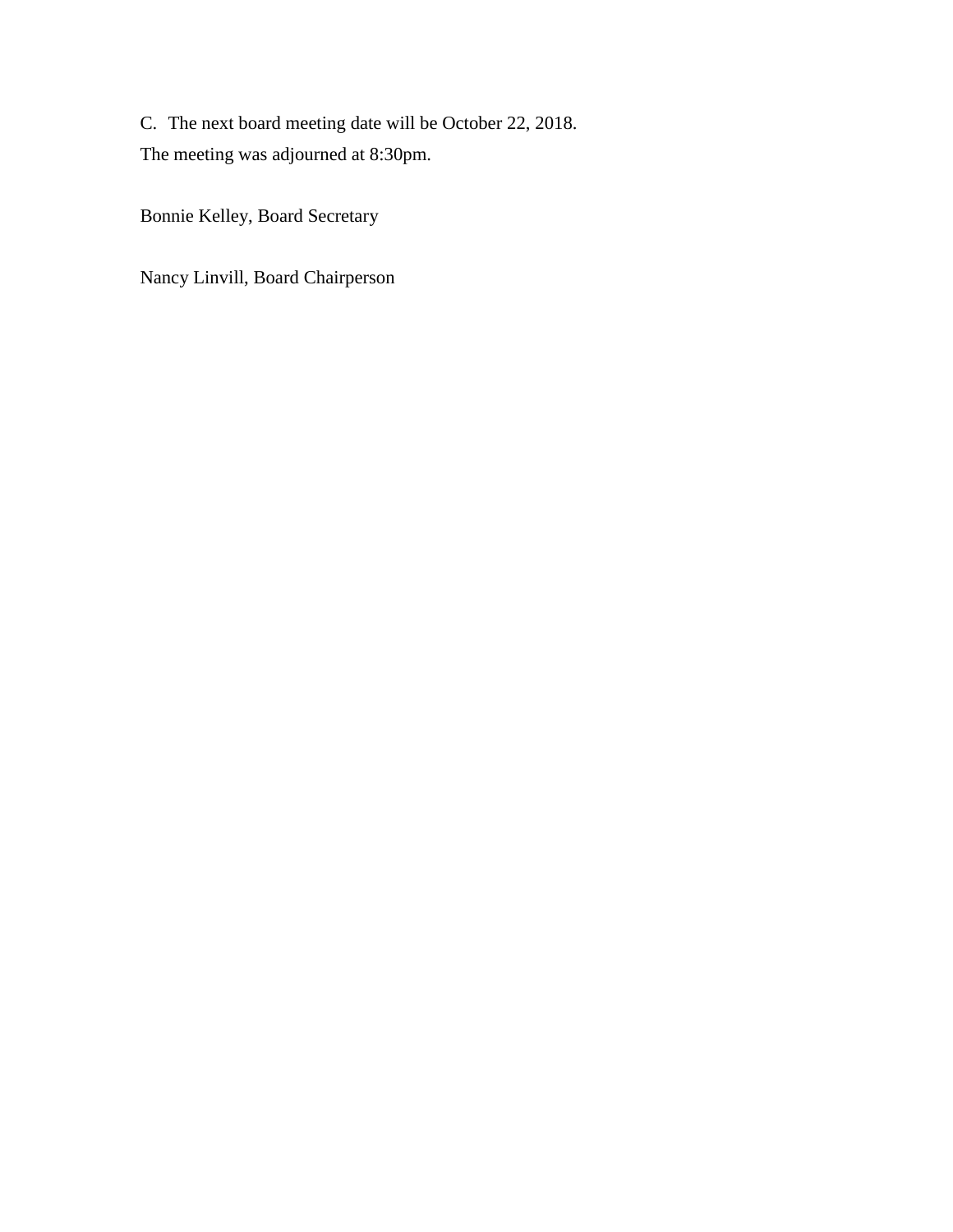C. The next board meeting date will be October 22, 2018.

The meeting was adjourned at 8:30pm.

Bonnie Kelley, Board Secretary

Nancy Linvill, Board Chairperson